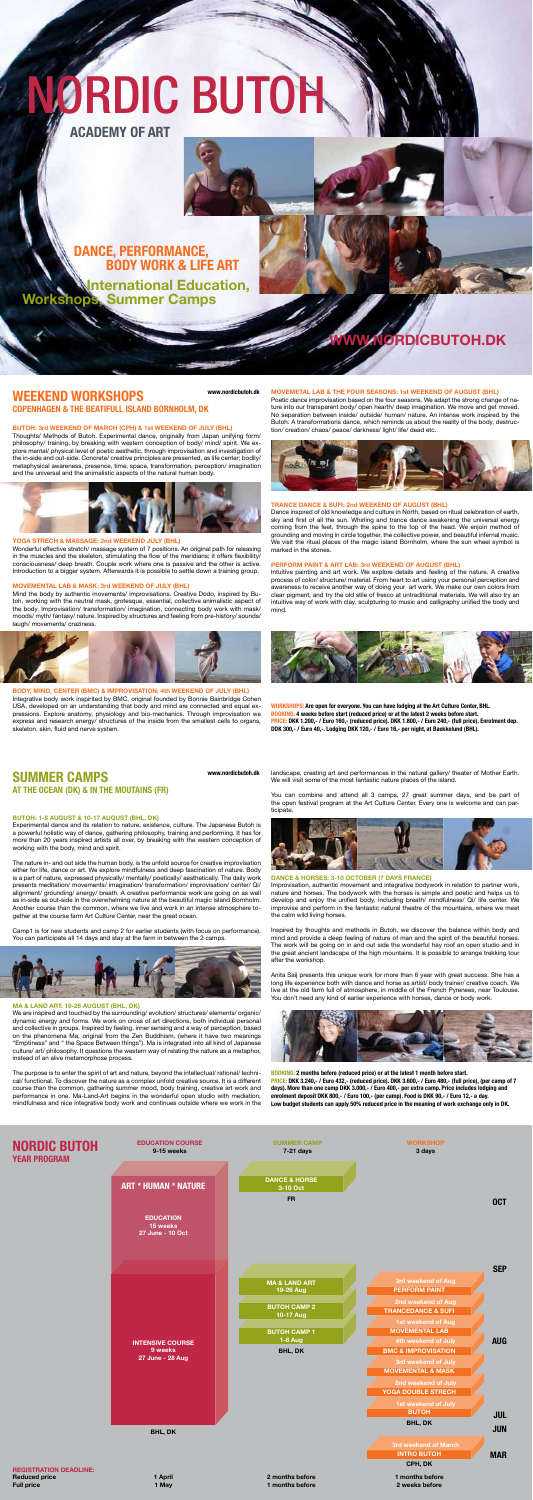# NORDIC BUTOH

## ACADEMY OF ART

**DANCE, PERFORMANCE, BODY WORK & LIFE ART**

**International Education, Workshops, Summer Camps**

**WWW.NORDICBUTOH.DK**

## WEEKEND WORKSHOPS

www.nordicbutoh.dk

### COPENHAGEN & THE BEATIFULL ISLAND BORNHOLM, DK

**BUTOH: 3rd WEEKEND OF MARCH (CPH) & 1st WEEKEND OF JULY (BHL)**

Thoughts/ Methods of Butoh. Experimental dance, originally from Japan unifying form/ philosophy/ training, by breaking with western conception of body/ mind/ spirit. We explore mental/ physical level of poetic aesthetic, through improvisation and investigation of the in-side and out-side. Concrete/ creative principles are presented, as life center, bodily/ metaphysical awareness, presence, time, space, transformation, perception/ imagination and the universal and the animalistic aspects of the natural human body.

**YOGA STRECH & MASSAGE: 2nd WEEKEND JULY (BHL)**

Wonderful effective stretch/ massage system of 7 positions. An original path for releasing in the muscles and the skeleton, stimulating the flow of the meridians; it offers flexibility/ consciousness/ deep breath. Couple work where one is passive and the other is active. Introduction to a bigger system. Afterwards it is possible to settle down a training group.

**MOVEMENTAL LAB & MASK: 3rd WEEKEND OF JULY (BHL)**

Mind the body by authentic movements/ improvisations. Creative Dodo, inspired by Butoh, working with the neutral mask, grotesque, essential, collective animalistic aspect of the body. Improvisation/ transformation/ imagination, connecting body work with mask/ moods/ myth/ fantasy/ nature. Inspired by structures and feeling from pre-history/ sounds/ laugh/ movements/ craziness.

**BODY, MIND, CENTER (BMC) & IMPROVISATION: 4th WEEKEND OF JULY (BHL)**

Integrative body work inspired by BMC, original founded by Bonnie Bainbridge Cohen USA, developed on an understanding that body and mind are connected and equal expressions. Explore anatomy, physiology and bio-mechanics. Through improvisation we express and research energy/ structures of the inside from the smallest cells to organs, skeleton, skin, fluid and nerve system.

**MOVEMETAL LAB & THE FOUR SEASONS: 1st WEEKEND OF AUGUST (BHL)**

Poetic dance improvisation based on the four seasons. We adapt the strong change of nature into our transparent body/ open hearth/ deep imagination. We move and get moved. No separation between inside/ outside/ human/ nature. An intense work inspired by the Butoh. A transformations dance, which reminds us about the reality of the body, destruction/ creation/ chaos/ peace/ darkness/ light/ life/ dead etc.

**TRANCE DANCE & SUFI: 2nd WEEKEND OF AUGUST (BHL)**

Dance inspired of old knowledge and culture in North, based on ritual celebration of earth, sky and first of all the sun. Whirling and trance dance awakening the universal energy coming from the feet, through the spine to the top of the head. We enjoin method of grounding and moving in circle together, the collective power, and beautiful infernal music. We visit the ritual places of the magic island Bornholm, where the sun wheel symbol is marked in the stones.

**PERFORM PAINT & ART LAB: 3rd WEEKEND OF AUGUST (BHL)**

Intuitive painting and art work. We explore details and feeling of the nature. A creative process of color/ structure/ material. From heart to art using your personal perception and awareness to receive another way of doing your art work. We make our own colors from clear pigment, and try the old stile of fresco at untraditional materials. We will also try an intuitive way of work with clay, sculpturing to music and calligraphy unified the body and mind.

**WORKSHOPS: Are open for everyone. You can have lodging at the Art Culture Center, BHL.**
**BOOKING: 4 weeks before start (reduced price) or at the latest 2 weeks before start.**
**PRICES: DKK 1.200,- / Euro 160,- (reduced price). DKK 1.800,- / Euro 240,- (full price). Enrolment dep. DDK 300,- / Euro 40,-. Lodging DKK 120,- / Euro 16,- per night, at Baekkelund (BHL).**

## SUMMER CAMPS

www.nordicbutoh.dk

### AT THE OCEAN (DK) & IN THE MOUTAINS (FR)

**BUTOH: 1-8 AUGUST & 10-17 AUGUST (BHL, DK)**

Experimental dance and its relation to nature, existence, culture. The Japanese Butoh is a powerful holistic way of dance, gathering philosophy, training and performing. It has for more than 20 years inspired artists all over, by breaking with the western conception of working with the body, mind and spirit.

The nature in- and out side the human body, is the unfold source for creative improvisation either for life, dance or art. We explore mindfulness and deep fascination of nature. Body is a part of nature, expressed physically/ mentally/ poetically/ aesthetically. The daily work presents meditation/ movements/ imagination/ transformation/ improvisation/ center/ Qi/ alignment/ grounding/ energy/ breath. A creative performance work are going on as well as in-side as out-side in the overwhelming nature at the beautiful magic island Bornholm. Another course than the common, where we live and work in an intense atmosphere together at the course farm Art Culture Center, near the great ocean.

Camp1 is for new students and camp 2 for earlier students (with focus on performance). You can participate all 14 days and stay at the farm in between the 2 camps.

**MA & LAND ART: 19-26 AUGUST (BHL, DK)**

We are inspired and touched by the surrounding/ evolution/ structures/ elements/ organic/ dynamic energy and forms. We work on cross of art directions, both individual personal and collective in groups. Inspired by feeling, inner sensing and a way of perception, based on the phenomena Ma, original from the Zen Buddhism, (where it have two meanings "Emptiness" and " the Space Between things"). Ma is integrated into all kind of Japanese culture/ art/ philosophy. It questions the western way of relating the nature as a metaphor, instead of an alive metamorphose process.

The purpose is to enter the spirit of art and nature, beyond the intellectual/ rational/ technical/ functional. To discover the nature as a complex unfold creative source. It is a different course than the common, gathering summer mood, body training, creative art work and performance in one. Ma-Land-Art begins in the wonderful open studio with mediation, mindfulness and nice integrative body work and continues outside where we work in the landscape, creating art and performances in the natural gallery/ theater of Mother Earth. We will visit some of the most fantastic nature places of the island.

You can combine and attend all 3 camps, 27 great summer days, and be part of the open festival program at the Art Culture Center. Every one is welcome and can participate.

**DANCE & HORSES: 3-10 OCTOBER (7 DAYS FRANCE)**

Improvisation, authentic movement and integrative body work in relation to partner work, nature and horses. The bodywork with the horses is simple and poetic and helps us to develop and enjoy the unified body, including breath/ mindfulness/ Qi/ life center. We improvise and perform in the fantastic natural theatre of the mountains, where we meet the calm wild living horses.

Inspired by thoughts and methods in Butoh, we discover the balance within body and mind and provide a deep feeling of nature of man and the spirit of the beautiful horses. The work will be going on in and out side the wonderful hay roof an open studio and in the great ancient landscape of the high mountains. It is possible to arrange trekking tour after the workshop.

Anita Saij presents this unique work for more than 6 year with great success. She has a long life experience both with dance and horse as artist/ body trainer/ creative coach. We live at the old farm full of atmosphere, in middle of the French Pyrenees, near Toulouse. You don't need any kind of earlier experience with horses, dance or body work.

**BOOKING: 2 months before (reduced price) or at the latest 1 month before start.**
**PRICE: DKK 3.240,- / Euro 432,- (reduced price). DKK 3.600,- / Euro 480,- (full price), (per camp of 7 days). More than one camp DKK 3.000,- / Euro 400,- per extra camp. Price includes lodging and enrolment deposit DKK 800,- / Euro 100,- (per camp). Food is DKK 90,- / Euro 12,- a day.**
**Low budget students can apply 50% reduced price in the meaning of work exchange only in DK.**

## NORDIC BUTOH YEAR PROGRAM

| | EDUCATION COURSE 9-15 weeks | SUMMER CAMP 7-21 days | WORKSHOP 3 days |
|---|---|---|---|
| OCT | ART * HUMAN * NATURE — EDUCATION 15 weeks 27 June - 10 Oct | DANCE & HORSE 3-10 Oct, FR | |
| SEP | | | |
| AUG | INTENSIVE COURSE 9 weeks 27 June - 28 Aug | MA & LAND ART 19-26 Aug; BUTOH CAMP 2 10-17 Aug; BUTOH CAMP 1 1-8 Aug; BHL, DK | 3rd weekend of Aug PERFORM PAINT; 2nd weekend of Aug TRANCEDANCE & SUFI; 1st weekend of Aug MOVEMENTAL LAB |
| JUL | BHL, DK | | 4th weekend of July BMC & IMPROVISATION; 3rd weekend of July MOVEMENTAL & MASK; 2nd weekend of July YOGA DOUBLE STRECH; 1st weekend of July BUTOH; BHL, DK |
| JUN | | | |
| MAR | | | 3rd weekend of March INTRO BUTOH; CPH, DK |
| **REGISTRATION DEADLINE:** | | | |
| Reduced price | 1 April | 2 months before | 1 months before |
| Full price | 1 May | 1 months before | 2 weeks before |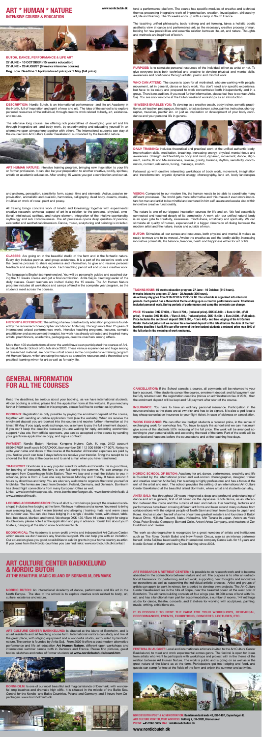# ART * HUMAN * NATURE

## INTENSIVE COURSE & EDUCATION

www.nordicbutoh.dk

**BUTOH, DANCE, PERFORMANCE & LIFE ART**

**27 JUNE – 10 OCTOBER (15 weeks education)**

**27 JUNE – 28 AUGUST (9 weeks intensive course)**

**Reg. now. Deadline 1 April (reduced price) or 1 May (full price)**

**DESCRIPTION:** Nordic Butoh, is an international performance- and life art Academy in the North, full of inspiration and spirit of new and old. The idea of the school is to explore personal resources of the individual, through creative work related to body, art, existence and nature.

The intensive long course, are offering rich possibilities of developing your art and life through integrative art- and body work, by experimenting and educating yourself in an alternative open atmosphere together with others. The international students can stay at the course farm Art Culture Center Baekkelund, surrounded by the beautiful nature.

**ART HUMAN NATURE:** Intensive training program, bringing new inspiration to your life or former profession. It can also be your preparation to another creative, bodily, spiritual, artistic or academic education. After ending 15 weeks you get a certification and can attend a performance platform. The course has specific modules of creative and technical themes presenting integrative work of improvisation, creation, investigation, philosophy, art, life and training. The 15 weeks ends up with a camp in South France.

The teaching unified philosophy, body training and art forming, takes a holistic poetic aesthetic view at dance and performance art; as the necessary creative process of man, looking for new possibilities and essential relation between life, art, and nature. Thoughts and methods are inspirited of butoh.

**PURPOSE:** Is to stimulate personal resources of the individual either as artist or not. To give everyone tools both technical and creative to develop physical and mental skills, awareness and confidence through artistic, poetic and mindful work.

**WHO CAN ATTEND:** The course is open for all motivated, who are working with people, movement, art in general, dance or body work. You don't need any specific experience, but have to be ready and prepared to work concentrated both independently and in a group. There's no audition. If you need further information, please feel free to contact Anita Saij. You are also welcome at the Butoh weekend workshops as an introduction.

**15 WEEKS ENABLES YOU:** To develop as a creative coach, body trainer, somatic practitioner, art teacher, pedagogue, therapist, artist as dancer, actor, painter, instructor, choreographer, musician, painter etc. or just as inspiration or development of your body confidence and your personal life in general.

**DAILY TRAINING:** Includes theoretical and practical work of the unified authentic body; improvisation skills, meditation, breathing, increasing energy, physical-mental focus and awareness. Strength and flexibility in body and mind, dynamic, movement, dance, alignment, centre, Ki and Ma awareness, release, gravity, balance, rhythm, sensitivity, coordination, contact, relaxation, tuning, massage, stretch.

Followed up with creative interesting workshops of body work, movement, imagination and transformation, organic dynamic energy, choreography, land art, body landscapes and anatomy, perception, sensitivity, form, space, time and elements. Active, passive improvisation, animalistic and dualistic, harmonies, calligraphy, dead body, dreams, masks, intuitive art work of vocal, paint and posey.

All training brings concrete work of kinetic and kinesiology together with experimental creative research; universal aspect of art in a relation to the personal, physical, emotional, intellectual, spiritual, and nature element. Integration of the intuitive spontaneity, mythology and sub consciousness. The art processes opens deep qualities of poetical, existential and aesthetical dimension. Dance, music, sculpturing and painting is included.

**CLASSES:** Are going on in the beautiful studio of the farm and in the fantastic nature. Every day includes partner- and group existences. It is a part of the collective work and the creative process to share experience and information, to give and receive personal feedback and analyze the daily work. Each teaching period will end up in a creative work.

The language is English (comprehensive). You will be personally guided and coached during the 15 weeks course and get a final certification. Anita Saij is directing leader of the daily classes. Guest teachers are invited during the 15 weeks. The Art Human Nature program includes all workshops and camps offered in the complete year program, so the students meet across the courses.

**HISTORY & REFERENCE:** The setting of a new creative body education program is founded by the renowned choreographer and dancer Anita Saij. Through more than 25 years of international prized performances work, intensive teaching programs, lectures, somatic practitioner and as movement therapist, her work has already attracted and inspired many artists, practitioners, academics, pedagogues, creative coachers among others.

More than 400 students from all over the world have been participated the courses of Anita Saij at Nordic School of Butoh since 2003. These various experiences and huge among of researched material, are now the unfold source in the comprehensive training program Art Human Nature, which are using the nature as a creative resource and a theoretical and practical learning mirror for art as well as for daily life.

**VISION:** Compared to our modern life, the human needs to be able to coordinate many different processes. The world gets more informative and this makes it even more important for man and artist to be mindful and centered in him self, aware and awake also within innovative creative functionality.

The nature is one of our biggest inspiration sources for life and art. We feel essentially connected and touched deeply of its complexity. A work with our unified natural body is an open gate to creativity, awareness, mindfulness, artistically and spiritually. We can stimulate all quality of human, experienced in a bigger dimension of dialog between the modern artist and the nature, inside and outside of man.

**BUTOH:** Stimulates all our senses and resources, both physical and mental. It makes us ready to move and to be moved. Awake the creative as well the bodily ability, increasing innovative potentials, life balance, freedom, health and happiness either for art or life.

**TEACHING HOURS: 15 weeks education program: 27 June - 10 October: (510 hours). 9 weeks intensive program: 27 June - 28 August: (306 hours). An ordinary day goes from 9.30-12.00 & 13.30-17.00. The schedule is organized into intensive periods. Each period has a theoretical theme ending up in a creative performance work. Total hours included personal work. During periods of performance and camp the schedule can change.**

**PRICE: 15 weeks: DKK 27.800,- / Euro 3.700,- (reduced price), DKK 30.800,- / Euro 4.100,- (full price). 9 weeks: DKK 15.400,- / Euro 2.100,- (reduced price), DKK 18.400,- / Euro 2.500,- (Full price). Price Includes the enrolment deposit DKK 3.000,- / Euro 400,- and free lodging at the Art Culture Center. Reduced price is if we receive the enrolment deposit at the latest before the date of the first booking deadline 1 April. We can offer some of the low budget students a reduced price max 50% of the full price in the meaning of work exchange.**

# GENERAL INFORMATION FOR ALL THE COURSES

Keep the deadlines; be serious about your booking, as we have international students. All our booking is online; please find the application form at the website. If you need any further information not noted in this program, please feel free to contact us by phone.

**BOOKING:** Registration is only possible by paying the enrolment deposit of the course, together with sending an online application form (see the website). When we receive the enrolment deposit you are booked into the course and receive further information at the latest 10 May. If you apply work exchange, you also have to pay the full enrolment deposit. If you can't keep the deadline because you are waiting for reply according economical support / visa etc. from official sponsors, you can be accepted at the course by sending your grant/visa application in copy, and sign a contract.

**PAYMENT:** Nordic Butoh: Nordic Butoh: Kongens Nytorv, Cph. K, reg. 2102 account 8896497007 (swift code NDEADKKK, iban number DK 112 000 8896 497 007). Notice to write your name and dates of the course at the transfer. All transfer expenses are paid by you. Notice you it can take 7 days before we receive your transfer. Bring the receipt to be showed the first day at the course and to send a mail when you have transferred.

**TRANSPORT:** Bornholm is a very popular island for artists and tourists. Be in good time, for booking of transport, the ferry is very full during the summer. We can arrange the transport from Copenhagen Main Station. Then we buy and e-mail the tickets to you in advance, price is from 9 Euro one way between Monday and Friday. It takes around 3 hours by direct bus and ferry. You are also very welcome to organize the travel yourself or hitchhike. The ferries are direct from Sweden, Poland, Germany, and Denmark. Bornholm has direct flight connections from many European Cities as well. Links: www.bornholmexpress.dk, www.bornholmerfaergen.dk, www.bornholminfo.dk & www.cimberairline.dk.

**LODGING ACCOMMODATION:** Price of all of our workshops (except the weekend workshops) includes free lodging at the farm. We have mattress and a locker. You need to bring own sleeping bag, duvet / warm blanket and sleeping / training mats -and warm close for outdoor use. You can also have lodging in a single / double room, with closet, table, bed, bed duvet, blanket, and towel. We charge DKK 120 / Euro 16 extra a night for single/ double room, please note it at the application and pay in advance. Tourist Info about youth hostels, camping at the island www.bornholminfo.dk

**ECONOMICAL:** The Academy is a non-profit private and independent Art Culture Center, which means we don't receive any financial support. We can help you with an invitation. Our education gives you good possibilities to ask for grants in your home country as artist. If you come from the Nordic countries you can find links: www.nordicbutoh.dk/contact

**CANCELLATION:** If the School cancels a course, all payments will be returned to your bank account. If the students cancel the course, enrolment deposit and full payment can be fully returned until the registration deadline (minus an administration fee of 20%), then the enrolment deposit will be kept and full payment after start of the course.

**INSURANCE:** You have to have an ordinary personal insurance. Participation in the course and stay at the place are at own risk and has to be signed. It is also a god idea to buy cheap cancellation insurance to your flight ticket, in case of sickness or cancellation.

**WORK EXCHANGE:** We can offer low budget students a reduced price, in the sense of exchanging work for workshop fee. You have to apply the school and we can maximum give some of the students 50% reducing of the full price. The work will be arranged according to your personal skills and according the need of the farm. Part of the work will be organized and happens before the course starts and at the teaching free days.

**NORDIC SCHOOL OF BUTOH:** Academy for art, dance, performance, creativity and life is founded by the international prized and well-known choreographer, designer, trainer and creative coacher Anita Saij. Her teaching is highly professional and has a focus at the unit of the artist and man. The school provides the setting of an international Art Culture Center Baekkelund at the beautiful island Bornholm, where artist and students can stay.

**ANITA SAIJ:** Has throughout 25 years integrated a deep and profound understanding of dance and art in general, first of all based on the Japanese Butoh dance, as an interaction between the inside and the outside of man and nature. Her teaching, lectures and performances have been crossing different art forms and been around many cultures from collaborations with the original people of North Sami and Inuit from Europe to Japan and Korea. And as student herself of some of our time greatest masters and founders of Butoh Kazuo Ohno, Hijikata Tatsumi, Natsu Nakasima, Min Tanaka in Japan. Actors as Yoshi Oida, Peter Brooks Company, Bernard Colin, Antoni Artou Company, and masters of Zen Buddhism and Taoism.

The work as choreographer is recognized by a great numbers of artists and institutions such as The Royal Danish Ballet and New French Circus, also as an intense performer herself. Anita Saij has been leading the international company Dance Lab. for 15 years and Nordic School of Butoh and New Open Training since 2003.

# ART CULTURE CENTER BAEKKELUND & NORDIC BUTOH

## AT THE BEAUTIFUL MAGIC ISLAND OF BORNHOLM, DENMARK

**NORDIC BUTOH:** An International Academy of dance, performance and life art in the North Europe. The idea of the school is to explore creative work related to body, art, culture, existence and nature.

**ART CULTURE CENTER BAEKKELUND:** Is situated at the island of Bornholm, and is an art residents and art teaching course farm. International visitor's can study and live at the great place, with staging equipment and a wonderful studio, surrounded by fantastic nature. The center is founded by Anita Saij. From 2009 it offers a post modern alternative performance and life art education **Art Human Nature**, different open workshops and international summer camps both in Denmark and France. Please find pictures, guest books, sketches and notes of former students at **www.nordicbutoh.dk/board.htm**

**BORNHOLM:** Is one of our most beautiful and magical islands of Denmark; with wonderful long beaches and dramatic high cliffs. It is situated in the middle of the Baltic Sea. Central for the Nordic- and Baltic Countries, Poland and Germany, and 3 hours from Copenhagen. www.bornholminfo.dk

**ART RESEARCH & RETREAT CENTER:** It is possible to do research work and to become absorbed in the connections between nature and art. The purpose is to offer an untraditional framework for performing and art work, supporting new thoughts and innovative co-operations as well as supporting the individual artistic process. Artist and groups of artists can apply to work in retreat, for a period to develop own projects. The Art Culture Center Baekkelund lies in the hills of Torpe, near the beautiful ocean at the east cost of Bornholm. The old farm building consists of four wings plus 10.000 acres of land with forest, and has a functional main part for accommodation, a number of rooms, 147 m2 huge studio for dance, theatre, concerts, and 2 ateliers for working with sculptures, painting, music, writing, exhibitions etc.

**IT IS POSSIBLE TO RENT THE FARM FOR YOUR WORKSHOPS, REHEARSAL, PERFORMANCES, EVENTS, EXHIBITIONS, CONCERTS, LECTURES, ETC.**

**FESTIVAL IN AUGUST:** Local and internationals artist are invited to the Art Culture Center Baekkelund, to meet and work experimental across genre. The festival is open for ideas from artists who want to participate with workshops and project with in the theme of the relation between Art Human Nature. The work is public and is going on as well as in the great nature of the island as at the farm. Participators get free lodging and food, and guests can camp for free at the fields of the farm and enjoin the summer and activities.

**NORDIC BUTOH POST & ADMINISTRATION: Baadsmandsstraede 43, DK-1407, Copenhagen K. ART CULTURE CENTER, VISIT ADDRESS: Boltevej 7, DK-3782, Klemensker. PHONE: +45 2665 9605 MAIL: info@nordicbutoh.dk.**

**www.nordicbutoh.dk**